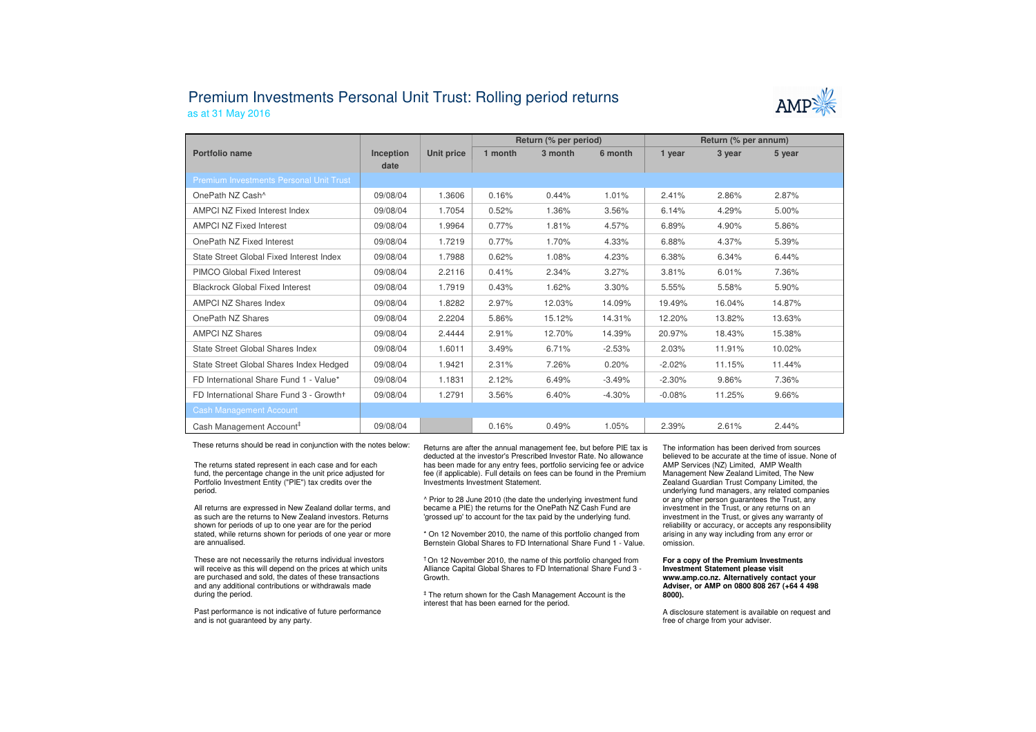# Premium Investments Personal Unit Trust: Rolling period returns

as at 31 May 2016

| Portfolio name | Inception date | Unit price | Return (% per period) | | | Return (% per annum) | | |
|---|---|---|---|---|---|---|---|---|
| | | | 1 month | 3 month | 6 month | 1 year | 3 year | 5 year |
| **Premium Investments Personal Unit Trust** | | | | | | | | |
| OnePath NZ Cash^ | 09/08/04 | 1.3606 | 0.16% | 0.44% | 1.01% | 2.41% | 2.86% | 2.87% |
| AMPCI NZ Fixed Interest Index | 09/08/04 | 1.7054 | 0.52% | 1.36% | 3.56% | 6.14% | 4.29% | 5.00% |
| AMPCI NZ Fixed Interest | 09/08/04 | 1.9964 | 0.77% | 1.81% | 4.57% | 6.89% | 4.90% | 5.86% |
| OnePath NZ Fixed Interest | 09/08/04 | 1.7219 | 0.77% | 1.70% | 4.33% | 6.88% | 4.37% | 5.39% |
| State Street Global Fixed Interest Index | 09/08/04 | 1.7988 | 0.62% | 1.08% | 4.23% | 6.38% | 6.34% | 6.44% |
| PIMCO Global Fixed Interest | 09/08/04 | 2.2116 | 0.41% | 2.34% | 3.27% | 3.81% | 6.01% | 7.36% |
| Blackrock Global Fixed Interest | 09/08/04 | 1.7919 | 0.43% | 1.62% | 3.30% | 5.55% | 5.58% | 5.90% |
| AMPCI NZ Shares Index | 09/08/04 | 1.8282 | 2.97% | 12.03% | 14.09% | 19.49% | 16.04% | 14.87% |
| OnePath NZ Shares | 09/08/04 | 2.2204 | 5.86% | 15.12% | 14.31% | 12.20% | 13.82% | 13.63% |
| AMPCI NZ Shares | 09/08/04 | 2.4444 | 2.91% | 12.70% | 14.39% | 20.97% | 18.43% | 15.38% |
| State Street Global Shares Index | 09/08/04 | 1.6011 | 3.49% | 6.71% | -2.53% | 2.03% | 11.91% | 10.02% |
| State Street Global Shares Index Hedged | 09/08/04 | 1.9421 | 2.31% | 7.26% | 0.20% | -2.02% | 11.15% | 11.44% |
| FD International Share Fund 1 - Value* | 09/08/04 | 1.1831 | 2.12% | 6.49% | -3.49% | -2.30% | 9.86% | 7.36% |
| FD International Share Fund 3 - Growth† | 09/08/04 | 1.2791 | 3.56% | 6.40% | -4.30% | -0.08% | 11.25% | 9.66% |
| **Cash Management Account** | | | | | | | | |
| Cash Management Account‡ | 09/08/04 | | 0.16% | 0.49% | 1.05% | 2.39% | 2.61% | 2.44% |

These returns should be read in conjunction with the notes below:

The returns stated represent in each case and for each fund, the percentage change in the unit price adjusted for Portfolio Investment Entity ("PIE") tax credits over the period.

All returns are expressed in New Zealand dollar terms, and as such are the returns to New Zealand investors. Returns shown for periods of up to one year are for the period stated, while returns shown for periods of one year or more are annualised.

These are not necessarily the returns individual investors will receive as this will depend on the prices at which units are purchased and sold, the dates of these transactions and any additional contributions or withdrawals made during the period.

Past performance is not indicative of future performance and is not guaranteed by any party.

Returns are after the annual management fee, but before PIE tax is deducted at the investor's Prescribed Investor Rate. No allowance has been made for any entry fees, portfolio servicing fee or advice fee (if applicable). Full details on fees can be found in the Premium Investments Investment Statement.

^ Prior to 28 June 2010 (the date the underlying investment fund became a PIE) the returns for the OnePath NZ Cash Fund are 'grossed up' to account for the tax paid by the underlying fund.

* On 12 November 2010, the name of this portfolio changed from Bernstein Global Shares to FD International Share Fund 1 - Value.

† On 12 November 2010, the name of this portfolio changed from Alliance Capital Global Shares to FD International Share Fund 3 - Growth.

‡ The return shown for the Cash Management Account is the interest that has been earned for the period.

The information has been derived from sources believed to be accurate at the time of issue. None of AMP Services (NZ) Limited, AMP Wealth Management New Zealand Limited, The New Zealand Guardian Trust Company Limited, the underlying fund managers, any related companies or any other person guarantees the Trust, any investment in the Trust, or any returns on an investment in the Trust, or gives any warranty of reliability or accuracy, or accepts any responsibility arising in any way including from any error or omission.

**For a copy of the Premium Investments Investment Statement please visit www.amp.co.nz. Alternatively contact your Adviser, or AMP on 0800 808 267 (+64 4 498 8000).**

A disclosure statement is available on request and free of charge from your adviser.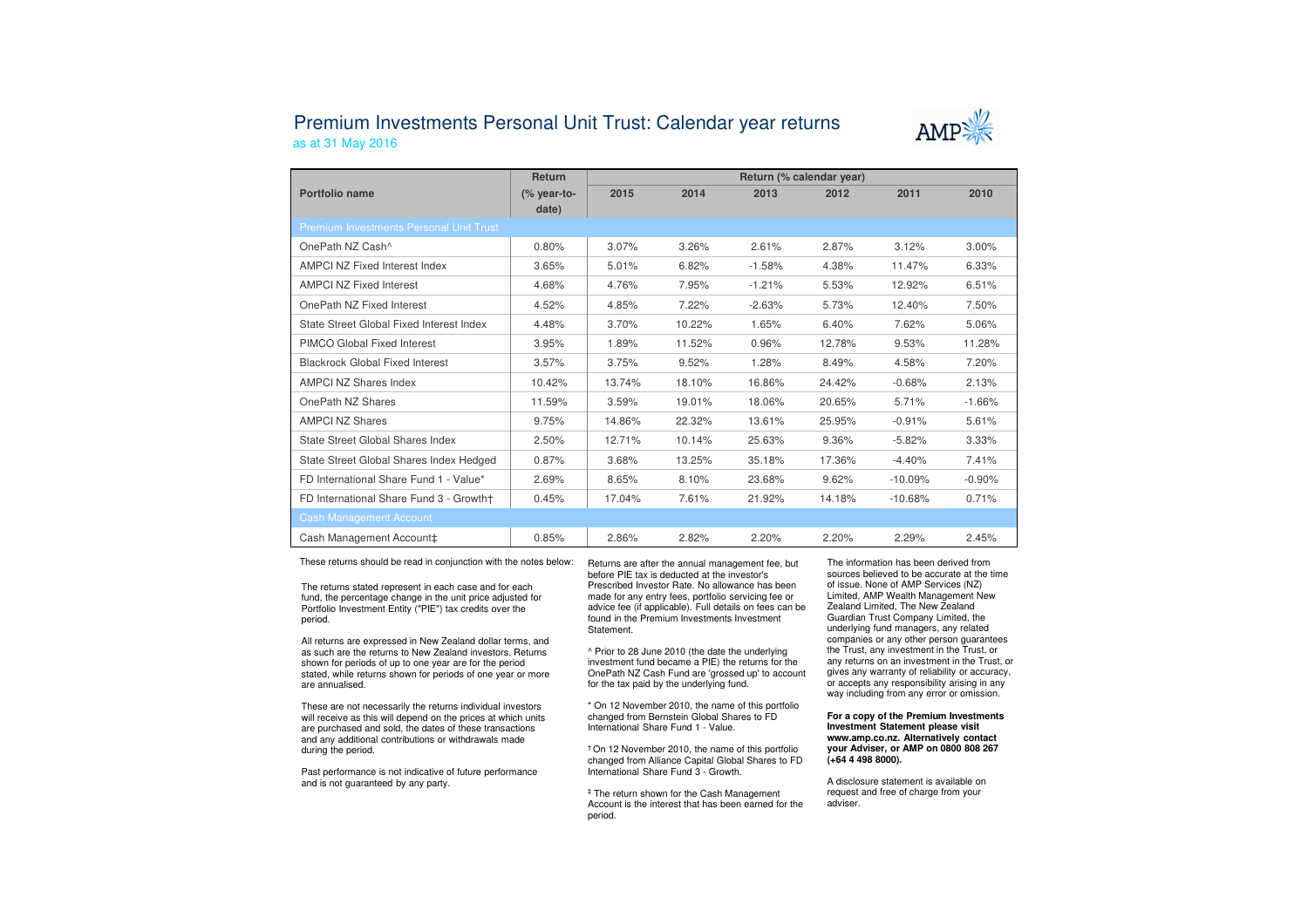# Premium Investments Personal Unit Trust: Calendar year returns

as at 31 May 2016

| Portfolio name | Return (% year-to-date) | Return (% calendar year) | | | | | |
|---|---|---|---|---|---|---|---|
| | | 2015 | 2014 | 2013 | 2012 | 2011 | 2010 |
| **Premium Investments Personal Unit Trust** | | | | | | | |
| OnePath NZ Cash^ | 0.80% | 3.07% | 3.26% | 2.61% | 2.87% | 3.12% | 3.00% |
| AMPCI NZ Fixed Interest Index | 3.65% | 5.01% | 6.82% | -1.58% | 4.38% | 11.47% | 6.33% |
| AMPCI NZ Fixed Interest | 4.68% | 4.76% | 7.95% | -1.21% | 5.53% | 12.92% | 6.51% |
| OnePath NZ Fixed Interest | 4.52% | 4.85% | 7.22% | -2.63% | 5.73% | 12.40% | 7.50% |
| State Street Global Fixed Interest Index | 4.48% | 3.70% | 10.22% | 1.65% | 6.40% | 7.62% | 5.06% |
| PIMCO Global Fixed Interest | 3.95% | 1.89% | 11.52% | 0.96% | 12.78% | 9.53% | 11.28% |
| Blackrock Global Fixed Interest | 3.57% | 3.75% | 9.52% | 1.28% | 8.49% | 4.58% | 7.20% |
| AMPCI NZ Shares Index | 10.42% | 13.74% | 18.10% | 16.86% | 24.42% | -0.68% | 2.13% |
| OnePath NZ Shares | 11.59% | 3.59% | 19.01% | 18.06% | 20.65% | 5.71% | -1.66% |
| AMPCI NZ Shares | 9.75% | 14.86% | 22.32% | 13.61% | 25.95% | -0.91% | 5.61% |
| State Street Global Shares Index | 2.50% | 12.71% | 10.14% | 25.63% | 9.36% | -5.82% | 3.33% |
| State Street Global Shares Index Hedged | 0.87% | 3.68% | 13.25% | 35.18% | 17.36% | -4.40% | 7.41% |
| FD International Share Fund 1 - Value* | 2.69% | 8.65% | 8.10% | 23.68% | 9.62% | -10.09% | -0.90% |
| FD International Share Fund 3 - Growth† | 0.45% | 17.04% | 7.61% | 21.92% | 14.18% | -10.68% | 0.71% |
| **Cash Management Account** | | | | | | | |
| Cash Management Account‡ | 0.85% | 2.86% | 2.82% | 2.20% | 2.20% | 2.29% | 2.45% |

These returns should be read in conjunction with the notes below:

The returns stated represent in each case and for each fund, the percentage change in the unit price adjusted for Portfolio Investment Entity ("PIE") tax credits over the period.

All returns are expressed in New Zealand dollar terms, and as such are the returns to New Zealand investors. Returns shown for periods of up to one year are for the period stated, while returns shown for periods of one year or more are annualised.

These are not necessarily the returns individual investors will receive as this will depend on the prices at which units are purchased and sold, the dates of these transactions and any additional contributions or withdrawals made during the period.

Past performance is not indicative of future performance and is not guaranteed by any party.

Returns are after the annual management fee, but before PIE tax is deducted at the investor's Prescribed Investor Rate. No allowance has been made for any entry fees, portfolio servicing fee or advice fee (if applicable). Full details on fees can be found in the Premium Investments Investment Statement.

^ Prior to 28 June 2010 (the date the underlying investment fund became a PIE) the returns for the OnePath NZ Cash Fund are 'grossed up' to account for the tax paid by the underlying fund.

* On 12 November 2010, the name of this portfolio changed from Bernstein Global Shares to FD International Share Fund 1 - Value.

† On 12 November 2010, the name of this portfolio changed from Alliance Capital Global Shares to FD International Share Fund 3 - Growth.

‡ The return shown for the Cash Management Account is the interest that has been earned for the period.

The information has been derived from sources believed to be accurate at the time of issue. None of AMP Services (NZ) Limited, AMP Wealth Management New Zealand Limited, The New Zealand Guardian Trust Company Limited, the underlying fund managers, any related companies or any other person guarantees the Trust, any investment in the Trust, or any returns on an investment in the Trust, or gives any warranty of reliability or accuracy, or accepts any responsibility arising in any way including from any error or omission.

**For a copy of the Premium Investments Investment Statement please visit www.amp.co.nz. Alternatively contact your Adviser, or AMP on 0800 808 267 (+64 4 498 8000).**

A disclosure statement is available on request and free of charge from your adviser.